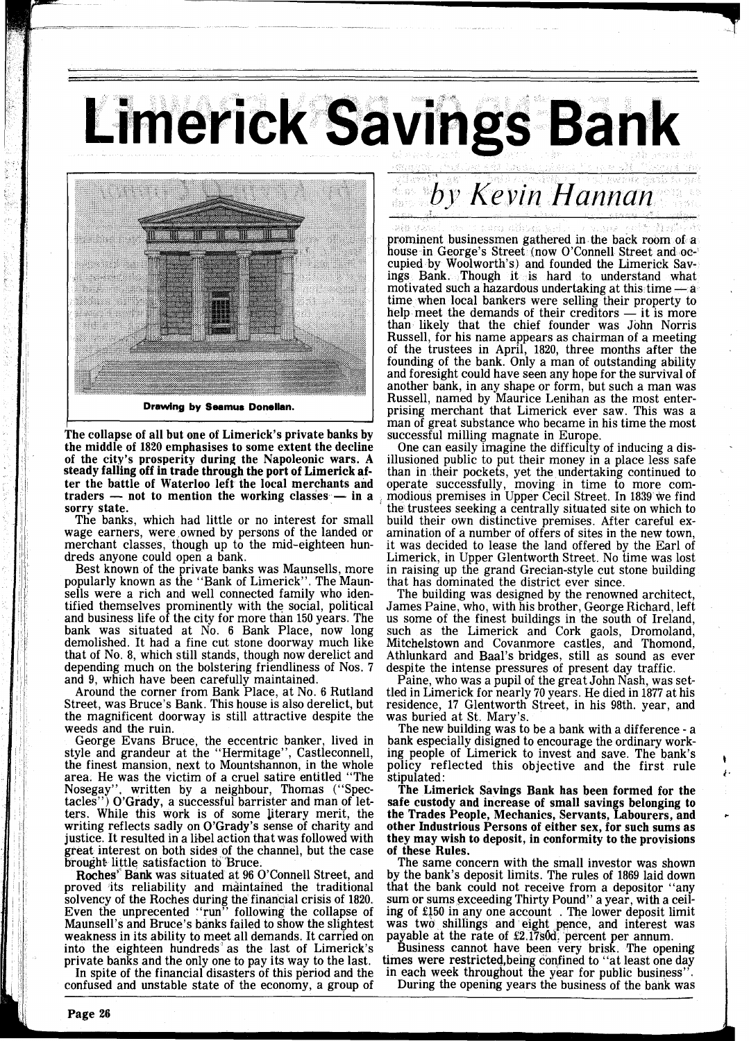# Limerick Savings Bank

*by Kevin Hannan*

Drawing by Seamus Donellan.

**The collapse of all but one of Limerick's private banks by the middle of 1820 emphasises to some extent the decline of the city's prosperity during the Napoleonic wars. A steady falling off in trade through the port of Limerick after the battle of Waterloo left the local merchants and traders — not to mention the working classes — in a sorry state.**

The banks, which had little or no interest for small wage earners, were owned by persons of the landed or merchant classes, though up to the mid-eighteen hundreds anyone could open a bank.

Best known of the private banks was Maunsells, more popularly known as the "Bank of Limerick". The Maunsells were a rich and well connected family who identified themselves prominently with the social, political and business life of the city for more than 150 years. The bank was situated at No. 6 Bank Place, now long demolished. It had a fine cut stone doorway much like that of No. 8, which still stands, though now derelict and depending much on the bolstering friendliness of Nos. 7 and 9, which have been carefully maintained.

Around the corner from Bank Place, at No. 6 Rutland Street, was Bruce's Bank. This house is also derelict, but the magnificent doorway is still attractive despite the weeds and the ruin.

George Evans Bruce, the eccentric banker, lived in style and grandeur at the "Hermitage", Castleconnell, the finest mansion, next to Mountshannon, in the whole area. He was the victim of a cruel satire entitled "The Nosegay", written by a neighbour, Thomas ("Spectacles") O'Grady, a successful barrister and man of letters. While this work is of some literary merit, the writing reflects sadly on O'Grady's sense of charity and justice. It resulted in a libel action that was followed with great interest on both sides of the channel, but the case brought little satisfaction to Bruce.

**Roches'** Bank was situated at 96 O'Connell Street, and proved its reliability and maintained the traditional solvency of the Roches during the financial crisis of 1820. Even the unprecented "run" following the collapse of Maunsell's and Bruce's banks failed to show the slightest weakness in its ability to meet all demands. It carried on into the eighteen hundreds as the last of Limerick's private banks and the only one to pay its way to the last.

In spite of the financial disasters of this period and the confused and unstable state of the economy, a group of prominent businessmen gathered in the back room of a house in George's Street (now O'Connell Street and occupied by Woolworth's) and founded the Limerick Savings Bank. Though it is hard to understand what motivated such a hazardous undertaking at this time — a time when local bankers were selling their property to help meet the demands of their creditors — it is more than likely that the chief founder was John Norris Russell, for his name appears as chairman of a meeting of the trustees in April, 1820, three months after the founding of the bank. Only a man of outstanding ability and foresight could have seen any hope for the survival of another bank, in any shape or form, but such a man was Russell, named by Maurice Lenihan as the most enterprising merchant that Limerick ever saw. This was a man of great substance who became in his time the most successful milling magnate in Europe.

One can easily imagine the difficulty of inducing a disillusioned public to put their money in a place less safe than in their pockets, yet the undertaking continued to operate successfully, moving in time to more commodious premises in Upper Cecil Street. In 1839 we find the trustees seeking a centrally situated site on which to build their own distinctive premises. After careful examination of a number of offers of sites in the new town, it was decided to lease the land offered by the Earl of Limerick, in Upper Glentworth Street. No time was lost in raising up the grand Grecian-style cut stone building that has dominated the district ever since.

The building was designed by the renowned architect, James Paine, who, with his brother, George Richard, left us some of the finest buildings in the south of Ireland, such as the Limerick and Cork gaols, Dromoland, Mitchelstown and Covanmore castles, and Thomond, Athlunkard and Baal's bridges, still as sound as ever despite the intense pressures of present day traffic.

Paine, who was a pupil of the great John Nash, was settled in Limerick for nearly 70 years. He died in 1877 at his residence, 17 Glentworth Street, in his 98th. year, and was buried at St. Mary's.

The new building was to be a bank with a difference - a bank especially disigned to encourage the ordinary working people of Limerick to invest and save. The bank's policy reflected this objective and the first rule stipulated:

**The Limerick Savings Bank has been formed for the safe custody and increase of small savings belonging to the Trades People, Mechanics, Servants, Labourers, and other Industrious Persons of either sex, for such sums as they may wish to deposit, in conformity to the provisions of these Rules.**

The same concern with the small investor was shown by the bank's deposit limits. The rules of 1869 laid down that the bank could not receive from a depositor "any sum or sums exceeding Thirty Pound" a year, with a ceiling of £150 in any one account . The lower deposit limit was two shillings and eight pence, and interest was payable at the rate of £2.17s0d. percent per annum.

Business cannot have been very brisk. The opening times were restricted,being confined to "at least one day in each week throughout the year for public business".

During the opening years the business of the bank was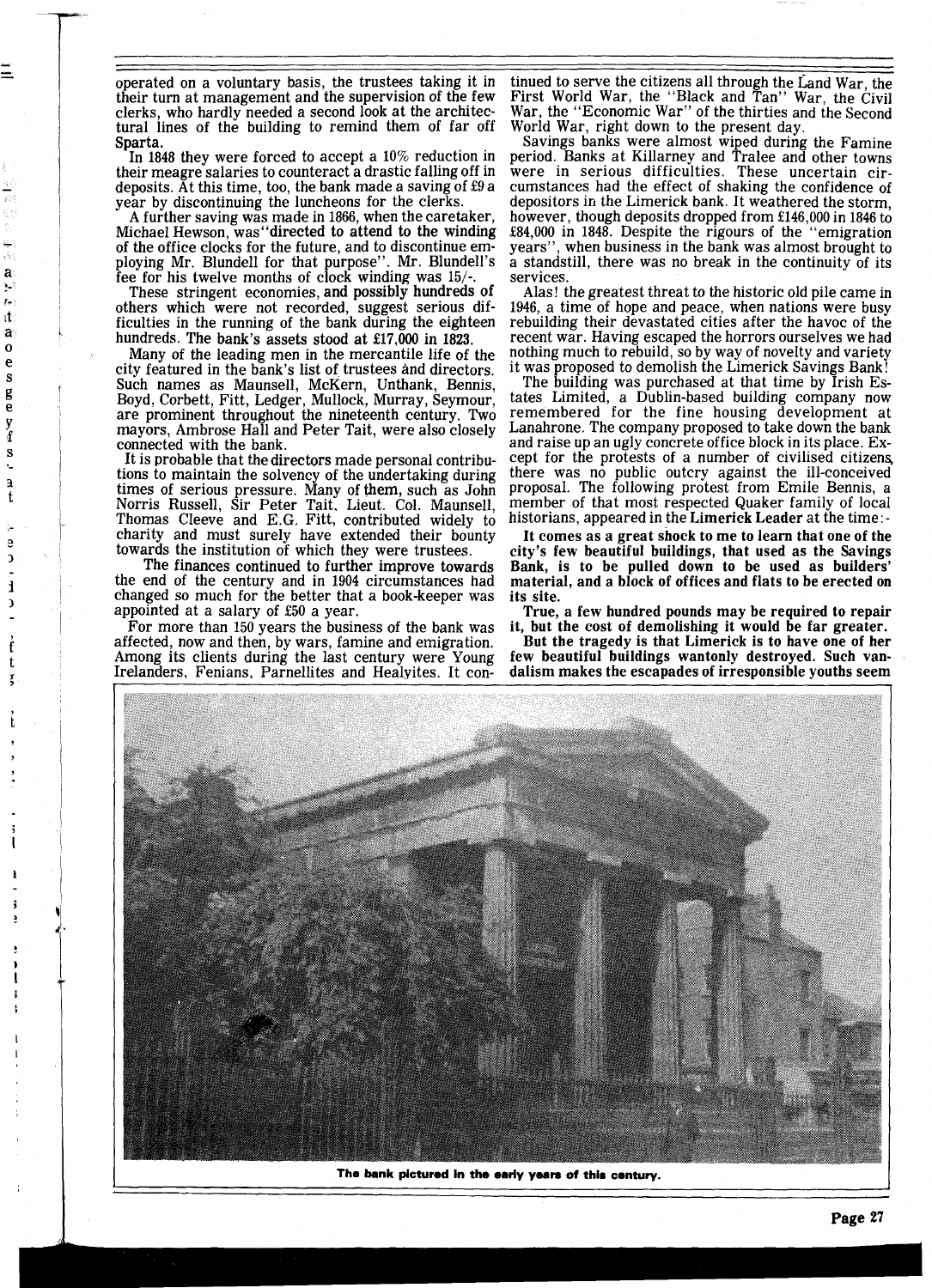operated on a voluntary basis, the trustees taking it in their turn at management and the supervision of the few clerks, who hardly needed a second look at the architectural lines of the building to remind them of far off Sparta.

In 1848 they were forced to accept a 10% reduction in their meagre salaries to counteract a drastic falling off in deposits. At this time, too, the bank made a saving of £9 a year by discontinuing the luncheons for the clerks.

A further saving was made in 1866, when the caretaker, Michael Hewson, was "directed to attend to the winding of the office clocks for the future, and to discontinue employing Mr. Blundell for that purpose". Mr. Blundell's fee for his twelve months of clock winding was 15/-.

These stringent economies, and possibly hundreds of others which were not recorded, suggest serious difficulties in the running of the bank during the eighteen hundreds. The bank's assets stood at £17,000 in 1823.

Many of the leading men in the mercantile life of the city featured in the bank's list of trustees and directors. Such names as Maunsell, McKern, Unthank, Bennis, Boyd, Corbett, Fitt, Ledger, Mullock, Murray, Seymour, are prominent throughout the nineteenth century. Two mayors, Ambrose Hall and Peter Tait, were also closely connected with the bank.

It is probable that the directors made personal contributions to maintain the solvency of the undertaking during times of serious pressure. Many of them, such as John Norris Russell, Sir Peter Tait, Lieut. Col. Maunsell, Thomas Cleeve and E.G. Fitt, contributed widely to charity and must surely have extended their bounty towards the institution of which they were trustees.

The finances continued to further improve towards the end of the century and in 1904 circumstances had changed so much for the better that a book-keeper was appointed at a salary of £50 a year.

For more than 150 years the business of the bank was affected, now and then, by wars, famine and emigration. Among its clients during the last century were Young Irelanders, Fenians, Parnellites and Healyites. It continued to serve the citizens all through the Land War, the First World War, the "Black and Tan" War, the Civil War, the "Economic War" of the thirties and the Second World War, right down to the present day.

Savings banks were almost wiped during the Famine period. Banks at Killarney and Tralee and other towns were in serious difficulties. These uncertain circumstances had the effect of shaking the confidence of depositors in the Limerick bank. It weathered the storm, however, though deposits dropped from £146,000 in 1846 to £84,000 in 1848. Despite the rigours of the "emigration years", when business in the bank was almost brought to a standstill, there was no break in the continuity of its services.

The greatest threat to the historic old pile came in 1946, a time of hope and peace, when nations were busy rebuilding their devastated cities after the havoc of the recent war. Having escaped the horrors ourselves we had nothing much to rebuild, so by way of novelty and variety it was proposed to demolish the Limerick Savings Bank!

The building was purchased at that time by Irish Estates Limited, a Dublin-based building company now remembered for the fine housing development at Lanahrone. The company proposed to take down the bank and raise up an ugly concrete office block in its place. Except for the protests of a number of civilised citizens, there was no public outcry against the ill-conceived proposal. The following protest from Emile Bennis, a member of that most respected Quaker family of local historians, appeared in the **Limerick Leader** at the time:-

**It comes as a great shock to me to learn that one of the city's few beautiful buildings, that used as the Savings Bank, is to be pulled down to be used as builders' material, and a block of offices and flats to be erected on its site.**

**True, a few hundred pounds may be required to repair it, but the cost of demolishing it would be far greater.**

**But the tragedy is that Limerick is to have one of her few beautiful buildings wantonly destroyed. Such vandalism makes the escapades of irresponsible youths seem**

**The bank pictured in the early years of this century.**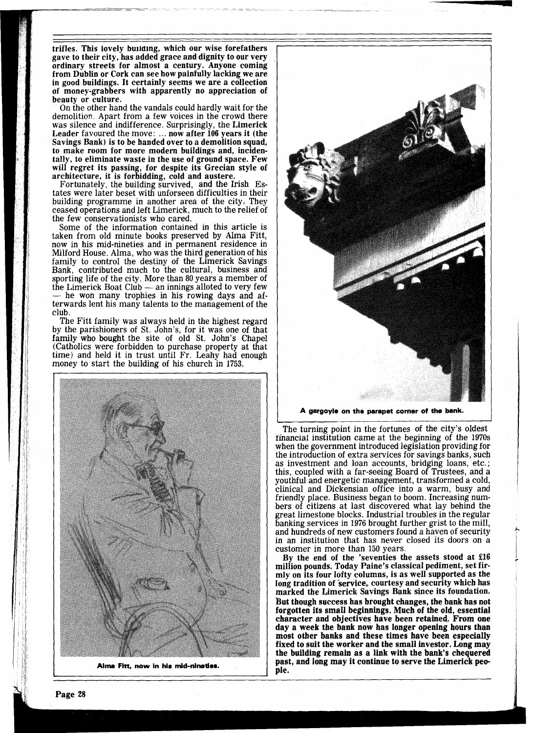trifles. This lovely building, which our wise forefathers gave to their city, has added grace and dignity to our very ordinary streets for almost a century. Anyone coming from Dublin or Cork can see how painfully lacking we are in good buildings. It certainly seems we are a collection of money-grabbers with apparently no appreciation of beauty or culture.

On the other hand the vandals could hardly wait for the demolition. Apart from a few voices in the crowd there was silence and indifference. Surprisingly, the Limerick Leader favoured the move: ... **now after 106 years it (the Savings Bank) is to be handed over to a demolition squad, to make room for more modern buildings and, incidentally, to eliminate waste in the use of ground space. Few will regret its passing, for despite its Grecian style of architecture, it is forbidding, cold and austere.**

Fortunately, the building survived, and the Irish Estates were later beset with unforseen difficulties in their building programme in another area of the city. They ceased operations and left Limerick, much to the relief of the few conservationists who cared.

Some of the information contained in this article is taken from old minute books preserved by Alma Fitt, now in his mid-nineties and in permanent residence in Milford House. Alma, who was the third generation of his family to control the destiny of the Limerick Savings Bank, contributed much to the cultural, business and sporting life of the city. More than 80 years a member of the Limerick Boat Club — an innings alloted to very few — he won many trophies in his rowing days and afterwards lent his many talents to the management of the club.

The Fitt family was always held in the highest regard by the parishioners of St. John's, for it was one of that family who bought the site of old St. John's Chapel (Catholics were forbidden to purchase property at that time) and held it in trust until Fr. Leahy had enough money to start the building of his church in 1753.

Alma Fitt, now in his mid-nineties.

A gargoyle on the parapet corner of the bank.

The turning point in the fortunes of the city's oldest financial institution came at the beginning of the 1970s when the government introduced legislation providing for the introduction of extra services for savings banks, such as investment and loan accounts, bridging loans, etc.; this, coupled with a far-seeing Board of Trustees, and a youthful and energetic management, transformed a cold, clinical and Dickensian office into a warm, busy and friendly place. Business began to boom. Increasing numbers of citizens at last discovered what lay behind the great limestone blocks. Industrial troubles in the regular banking services in 1976 brought further grist to the mill, and hundreds of new customers found a haven of security in an institution that has never closed its doors on a customer in more than 150 years.

**By the end of the 'seventies the assets stood at £16 million pounds. Today Paine's classical pediment, set firmly on its four lofty columns, is as well supported as the long tradition of service, courtesy and security which has marked the Limerick Savings Bank since its foundation. But though success has brought changes, the bank has not forgotten its small beginnings. Much of the old, essential character and objectives have been retained. From one day a week the bank now has longer opening hours than most other banks and these times have been especially fixed to suit the worker and the small investor. Long may the building remain as a link with the bank's chequered past, and long may it continue to serve the Limerick people.**